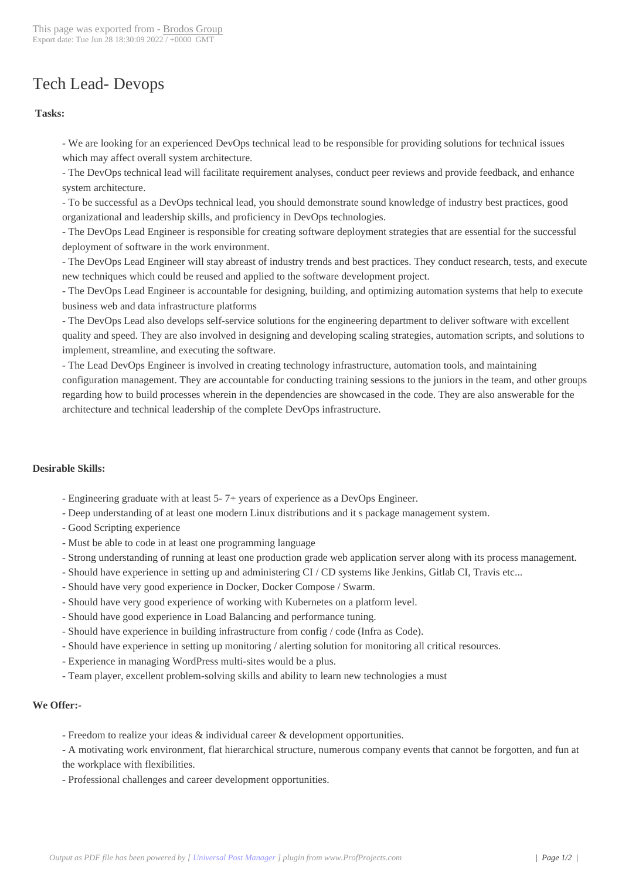# Tech Lead- Devops

**Tasks:**

- We are looking for an experienced DevOps technical lead to be responsible for providing solutions for technical issues which may affect overall system architecture.
- The DevOps technical lead will facilitate requirement analyses, conduct peer reviews and provide feedback, and enhance system architecture.
- To be successful as a DevOps technical lead, you should demonstrate sound knowledge of industry best practices, good organizational and leadership skills, and proficiency in DevOps technologies.
- The DevOps Lead Engineer is responsible for creating software deployment strategies that are essential for the successful deployment of software in the work environment.
- The DevOps Lead Engineer will stay abreast of industry trends and best practices. They conduct research, tests, and execute new techniques which could be reused and applied to the software development project.
- The DevOps Lead Engineer is accountable for designing, building, and optimizing automation systems that help to execute business web and data infrastructure platforms
- The DevOps Lead also develops self-service solutions for the engineering department to deliver software with excellent quality and speed. They are also involved in designing and developing scaling strategies, automation scripts, and solutions to implement, streamline, and executing the software.
- The Lead DevOps Engineer is involved in creating technology infrastructure, automation tools, and maintaining configuration management. They are accountable for conducting training sessions to the juniors in the team, and other groups regarding how to build processes wherein in the dependencies are showcased in the code. They are also answerable for the architecture and technical leadership of the complete DevOps infrastructure.

**Desirable Skills:**

- Engineering graduate with at least 5- 7+ years of experience as a DevOps Engineer.
- Deep understanding of at least one modern Linux distributions and it s package management system.
- Good Scripting experience
- Must be able to code in at least one programming language
- Strong understanding of running at least one production grade web application server along with its process management.
- Should have experience in setting up and administering CI / CD systems like Jenkins, Gitlab CI, Travis etc...
- Should have very good experience in Docker, Docker Compose / Swarm.
- Should have very good experience of working with Kubernetes on a platform level.
- Should have good experience in Load Balancing and performance tuning.
- Should have experience in building infrastructure from config / code (Infra as Code).
- Should have experience in setting up monitoring / alerting solution for monitoring all critical resources.
- Experience in managing WordPress multi-sites would be a plus.
- Team player, excellent problem-solving skills and ability to learn new technologies a must

**We Offer:-**

- Freedom to realize your ideas & individual career & development opportunities.
- A motivating work environment, flat hierarchical structure, numerous company events that cannot be forgotten, and fun at the workplace with flexibilities.
- Professional challenges and career development opportunities.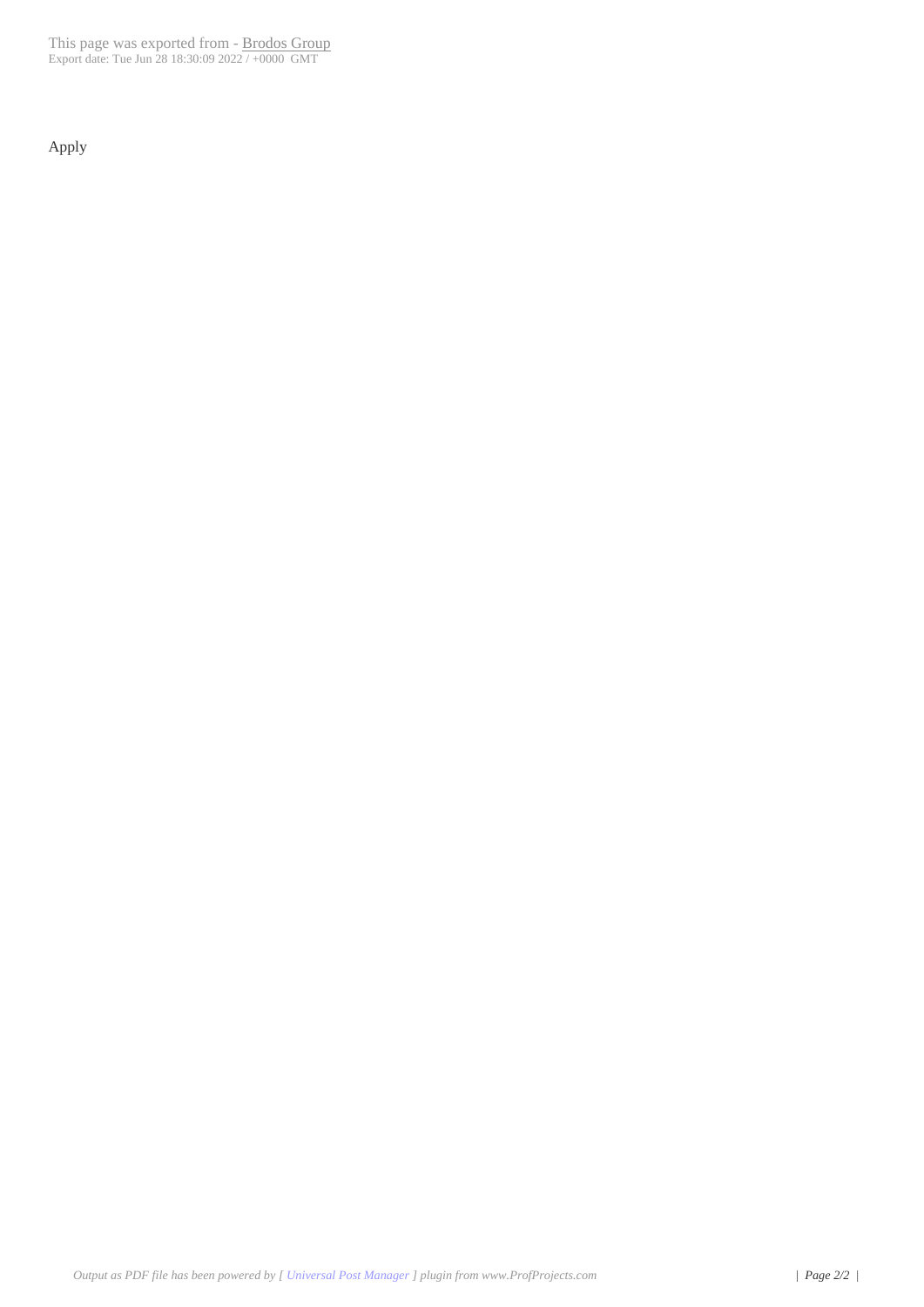Apply